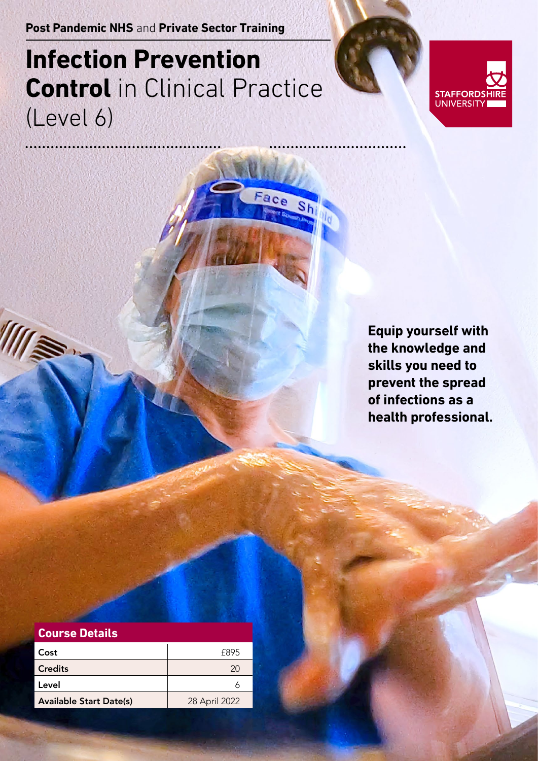**Post Pandemic NHS** and **Private Sector Training**

# **Infection Prevention Control** in Clinical Practice (Level 6)

STAFFORDSHIRE UNIVERSITY

**Equip yourself with the knowledge and skills you need to prevent the spread of infections as a health professional.**

| Course Details | |
|---|---|
| Cost | £895 |
| Credits | 20 |
| Level | 6 |
| Available Start Date(s) | 28 April 2022 |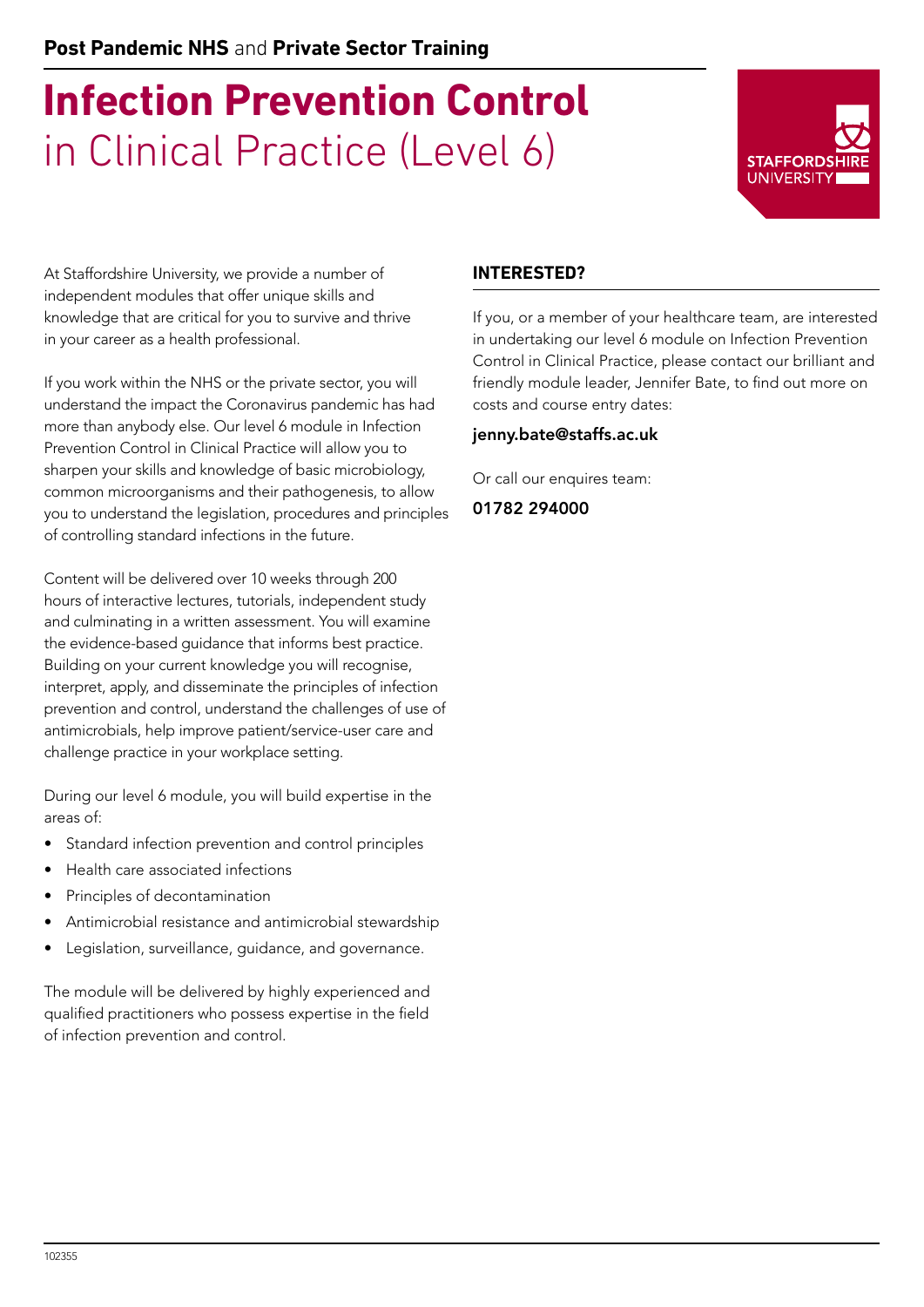**Post Pandemic NHS** and **Private Sector Training**

# **Infection Prevention Control** in Clinical Practice (Level 6)

STAFFORDSHIRE UNIVERSITY

At Staffordshire University, we provide a number of independent modules that offer unique skills and knowledge that are critical for you to survive and thrive in your career as a health professional.

If you work within the NHS or the private sector, you will understand the impact the Coronavirus pandemic has had more than anybody else. Our level 6 module in Infection Prevention Control in Clinical Practice will allow you to sharpen your skills and knowledge of basic microbiology, common microorganisms and their pathogenesis, to allow you to understand the legislation, procedures and principles of controlling standard infections in the future.

Content will be delivered over 10 weeks through 200 hours of interactive lectures, tutorials, independent study and culminating in a written assessment. You will examine the evidence-based guidance that informs best practice. Building on your current knowledge you will recognise, interpret, apply, and disseminate the principles of infection prevention and control, understand the challenges of use of antimicrobials, help improve patient/service-user care and challenge practice in your workplace setting.

During our level 6 module, you will build expertise in the areas of:

- Standard infection prevention and control principles
- Health care associated infections
- Principles of decontamination
- Antimicrobial resistance and antimicrobial stewardship
- Legislation, surveillance, guidance, and governance.

The module will be delivered by highly experienced and qualified practitioners who possess expertise in the field of infection prevention and control.

## **INTERESTED?**

If you, or a member of your healthcare team, are interested in undertaking our level 6 module on Infection Prevention Control in Clinical Practice, please contact our brilliant and friendly module leader, Jennifer Bate, to find out more on costs and course entry dates:

**jenny.bate@staffs.ac.uk**

Or call our enquires team:

**01782 294000**

102355